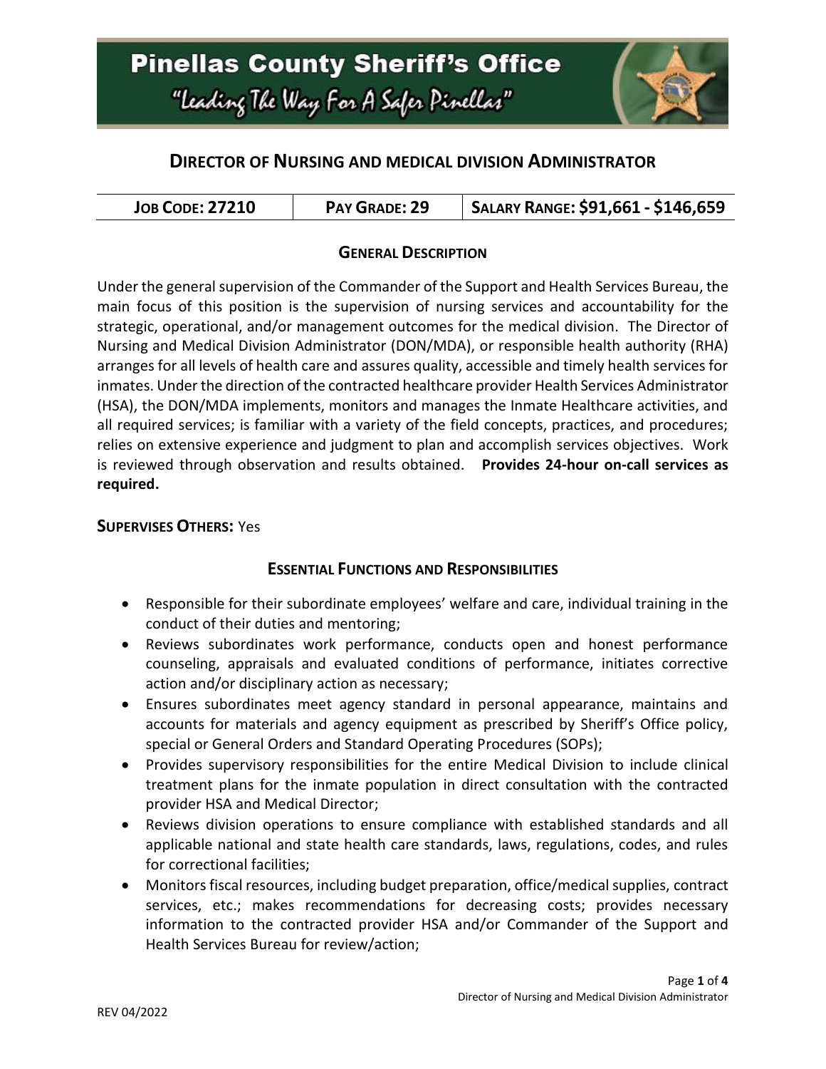# Pinellas County Sheriff's Office

"Leading The Way For A Safer Pinellas"

## DIRECTOR OF NURSING AND MEDICAL DIVISION ADMINISTRATOR

| JOB CODE: 27210 | PAY GRADE: 29 | SALARY RANGE: $91,661 - $146,659 |
|---|---|---|

### GENERAL DESCRIPTION

Under the general supervision of the Commander of the Support and Health Services Bureau, the main focus of this position is the supervision of nursing services and accountability for the strategic, operational, and/or management outcomes for the medical division. The Director of Nursing and Medical Division Administrator (DON/MDA), or responsible health authority (RHA) arranges for all levels of health care and assures quality, accessible and timely health services for inmates. Under the direction of the contracted healthcare provider Health Services Administrator (HSA), the DON/MDA implements, monitors and manages the Inmate Healthcare activities, and all required services; is familiar with a variety of the field concepts, practices, and procedures; relies on extensive experience and judgment to plan and accomplish services objectives. Work is reviewed through observation and results obtained. **Provides 24-hour on-call services as required.**

**SUPERVISES OTHERS:** Yes

### ESSENTIAL FUNCTIONS AND RESPONSIBILITIES

- Responsible for their subordinate employees' welfare and care, individual training in the conduct of their duties and mentoring;
- Reviews subordinates work performance, conducts open and honest performance counseling, appraisals and evaluated conditions of performance, initiates corrective action and/or disciplinary action as necessary;
- Ensures subordinates meet agency standard in personal appearance, maintains and accounts for materials and agency equipment as prescribed by Sheriff's Office policy, special or General Orders and Standard Operating Procedures (SOPs);
- Provides supervisory responsibilities for the entire Medical Division to include clinical treatment plans for the inmate population in direct consultation with the contracted provider HSA and Medical Director;
- Reviews division operations to ensure compliance with established standards and all applicable national and state health care standards, laws, regulations, codes, and rules for correctional facilities;
- Monitors fiscal resources, including budget preparation, office/medical supplies, contract services, etc.; makes recommendations for decreasing costs; provides necessary information to the contracted provider HSA and/or Commander of the Support and Health Services Bureau for review/action;

REV 04/2022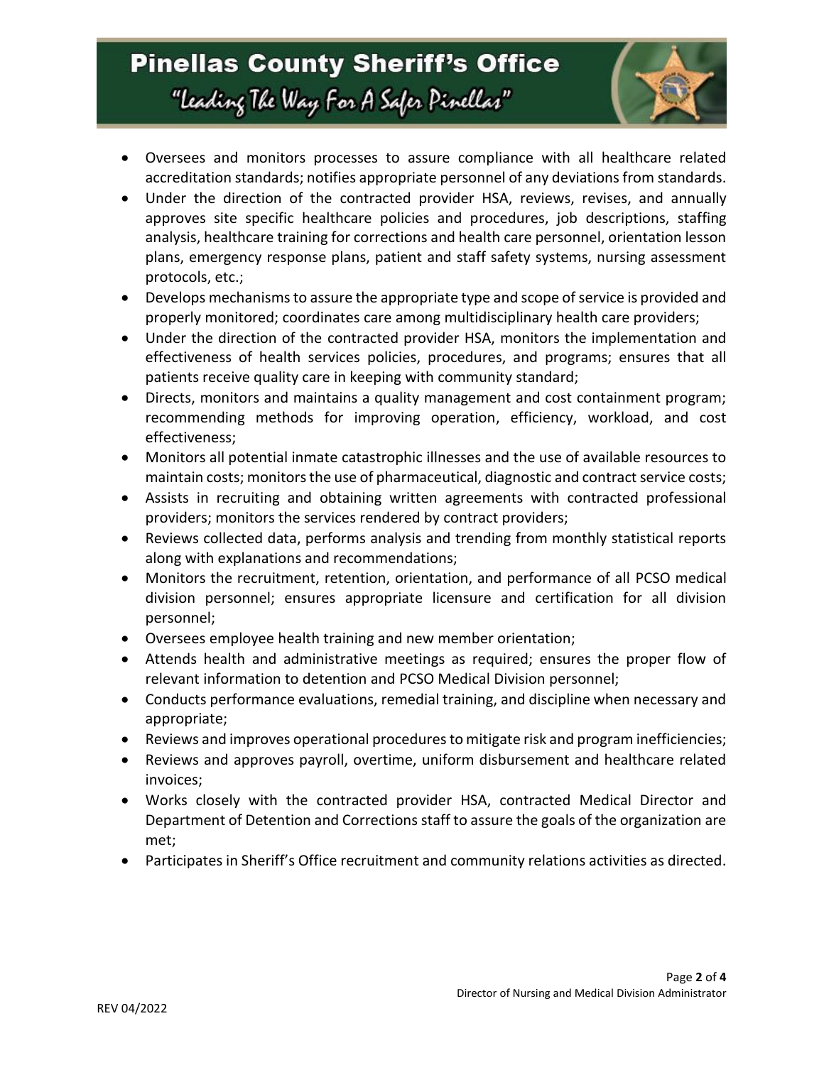- Oversees and monitors processes to assure compliance with all healthcare related accreditation standards; notifies appropriate personnel of any deviations from standards.
- Under the direction of the contracted provider HSA, reviews, revises, and annually approves site specific healthcare policies and procedures, job descriptions, staffing analysis, healthcare training for corrections and health care personnel, orientation lesson plans, emergency response plans, patient and staff safety systems, nursing assessment protocols, etc.;
- Develops mechanisms to assure the appropriate type and scope of service is provided and properly monitored; coordinates care among multidisciplinary health care providers;
- Under the direction of the contracted provider HSA, monitors the implementation and effectiveness of health services policies, procedures, and programs; ensures that all patients receive quality care in keeping with community standard;
- Directs, monitors and maintains a quality management and cost containment program; recommending methods for improving operation, efficiency, workload, and cost effectiveness;
- Monitors all potential inmate catastrophic illnesses and the use of available resources to maintain costs; monitors the use of pharmaceutical, diagnostic and contract service costs;
- Assists in recruiting and obtaining written agreements with contracted professional providers; monitors the services rendered by contract providers;
- Reviews collected data, performs analysis and trending from monthly statistical reports along with explanations and recommendations;
- Monitors the recruitment, retention, orientation, and performance of all PCSO medical division personnel; ensures appropriate licensure and certification for all division personnel;
- Oversees employee health training and new member orientation;
- Attends health and administrative meetings as required; ensures the proper flow of relevant information to detention and PCSO Medical Division personnel;
- Conducts performance evaluations, remedial training, and discipline when necessary and appropriate;
- Reviews and improves operational procedures to mitigate risk and program inefficiencies;
- Reviews and approves payroll, overtime, uniform disbursement and healthcare related invoices;
- Works closely with the contracted provider HSA, contracted Medical Director and Department of Detention and Corrections staff to assure the goals of the organization are met;
- Participates in Sheriff's Office recruitment and community relations activities as directed.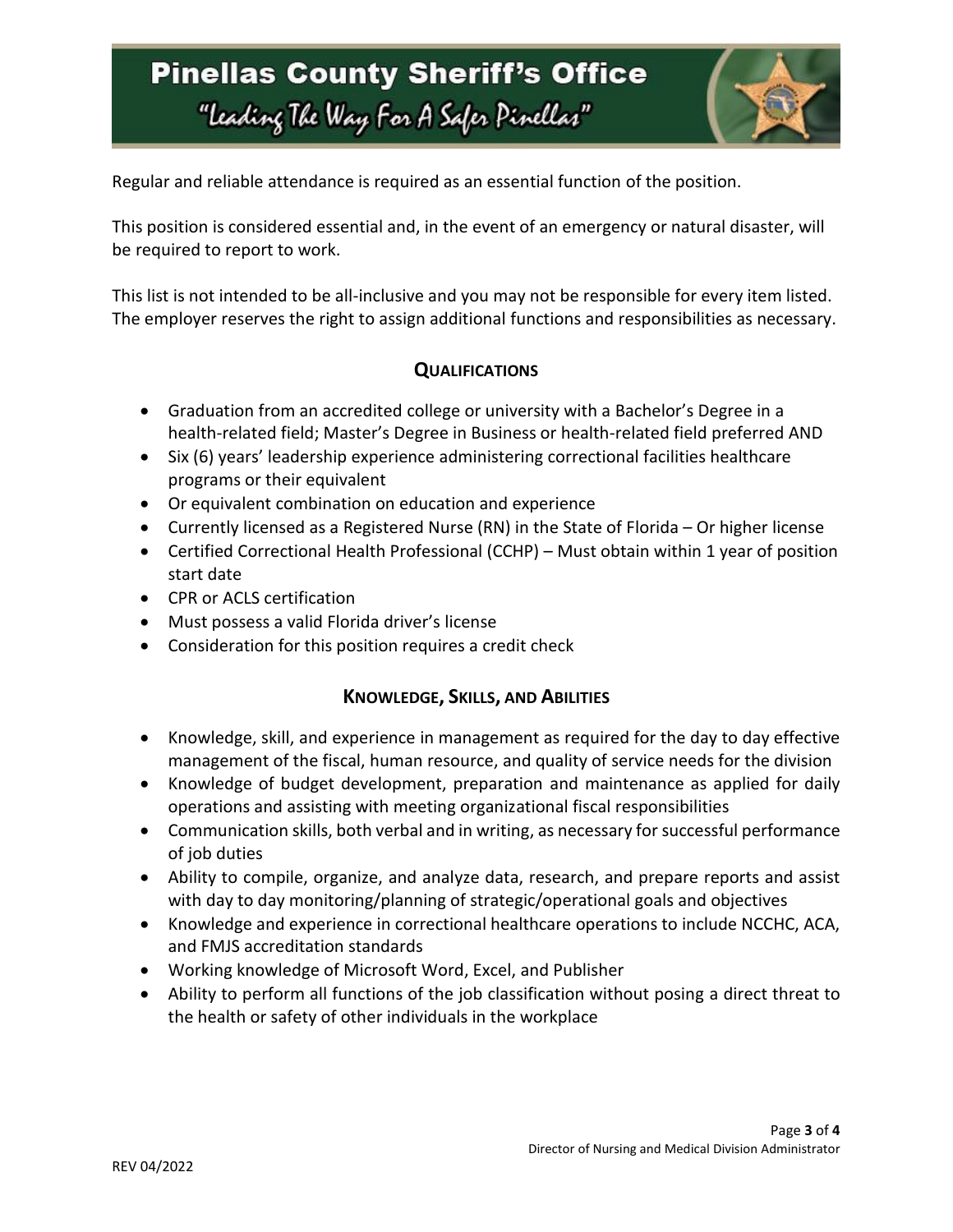Regular and reliable attendance is required as an essential function of the position.

This position is considered essential and, in the event of an emergency or natural disaster, will be required to report to work.

This list is not intended to be all-inclusive and you may not be responsible for every item listed. The employer reserves the right to assign additional functions and responsibilities as necessary.

## QUALIFICATIONS

- Graduation from an accredited college or university with a Bachelor's Degree in a health-related field; Master's Degree in Business or health-related field preferred AND
- Six (6) years' leadership experience administering correctional facilities healthcare programs or their equivalent
- Or equivalent combination on education and experience
- Currently licensed as a Registered Nurse (RN) in the State of Florida – Or higher license
- Certified Correctional Health Professional (CCHP) – Must obtain within 1 year of position start date
- CPR or ACLS certification
- Must possess a valid Florida driver's license
- Consideration for this position requires a credit check

## KNOWLEDGE, SKILLS, AND ABILITIES

- Knowledge, skill, and experience in management as required for the day to day effective management of the fiscal, human resource, and quality of service needs for the division
- Knowledge of budget development, preparation and maintenance as applied for daily operations and assisting with meeting organizational fiscal responsibilities
- Communication skills, both verbal and in writing, as necessary for successful performance of job duties
- Ability to compile, organize, and analyze data, research, and prepare reports and assist with day to day monitoring/planning of strategic/operational goals and objectives
- Knowledge and experience in correctional healthcare operations to include NCCHC, ACA, and FMJS accreditation standards
- Working knowledge of Microsoft Word, Excel, and Publisher
- Ability to perform all functions of the job classification without posing a direct threat to the health or safety of other individuals in the workplace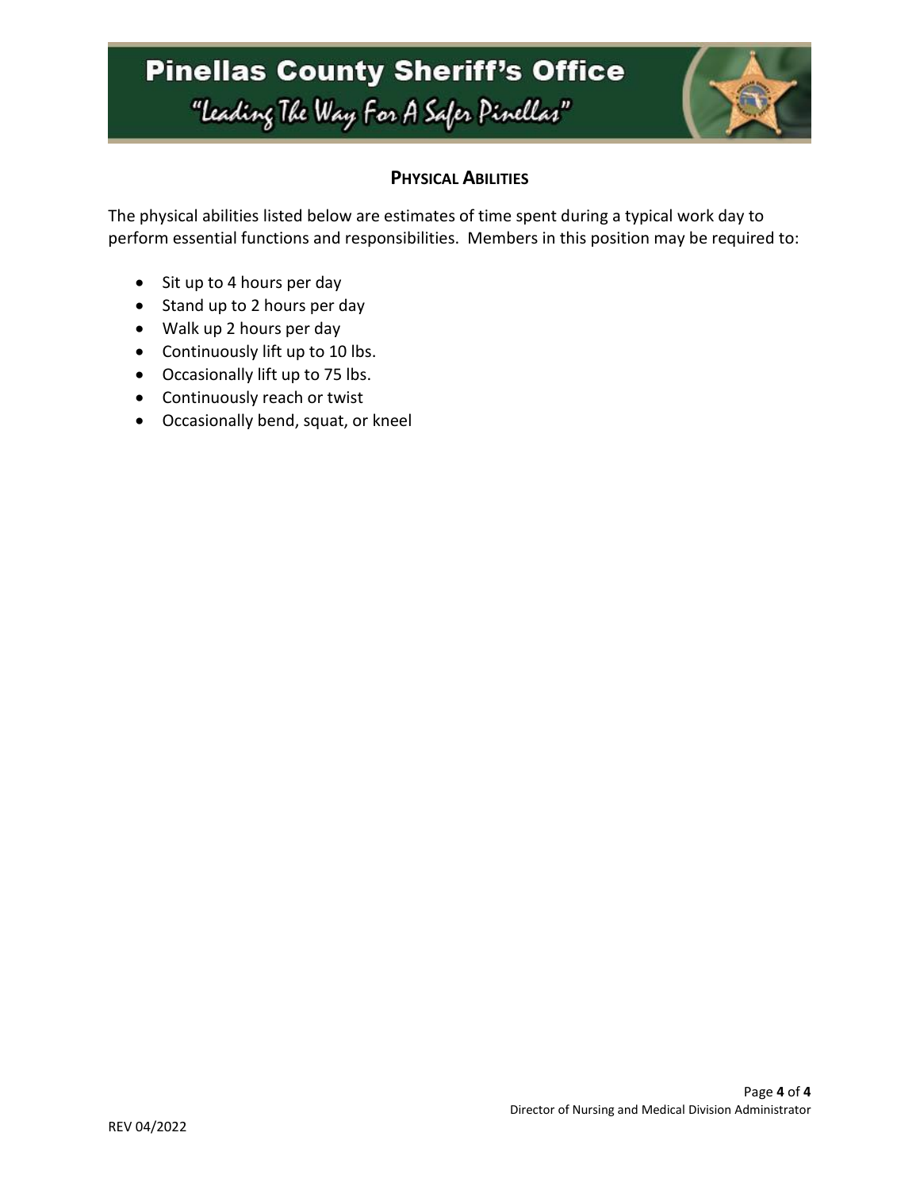## PHYSICAL ABILITIES

The physical abilities listed below are estimates of time spent during a typical work day to perform essential functions and responsibilities. Members in this position may be required to:

- Sit up to 4 hours per day
- Stand up to 2 hours per day
- Walk up 2 hours per day
- Continuously lift up to 10 lbs.
- Occasionally lift up to 75 lbs.
- Continuously reach or twist
- Occasionally bend, squat, or kneel